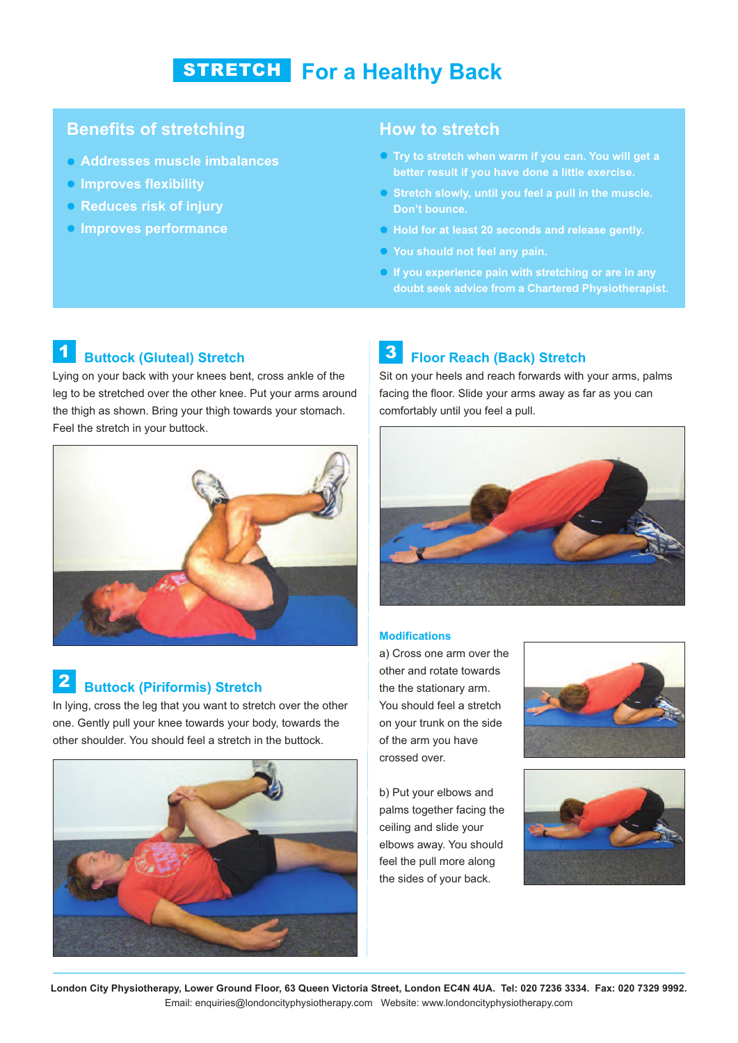# STRETCH For a Healthy Back

## Benefits of stretching

- Addresses muscle imbalances
- Improves flexibility
- Reduces risk of injury
- Improves performance

## How to stretch

- Try to stretch when warm if you can. You will get a better result if you have done a little exercise.
- Stretch slowly, until you feel a pull in the muscle. Don't bounce.
- Hold for at least 20 seconds and release gently.
- You should not feel any pain.
- If you experience pain with stretching or are in any doubt seek advice from a Chartered Physiotherapist.

### 1 Buttock (Gluteal) Stretch

Lying on your back with your knees bent, cross ankle of the leg to be stretched over the other knee. Put your arms around the thigh as shown. Bring your thigh towards your stomach. Feel the stretch in your buttock.

### 2 Buttock (Piriformis) Stretch

In lying, cross the leg that you want to stretch over the other one. Gently pull your knee towards your body, towards the other shoulder. You should feel a stretch in the buttock.

### 3 Floor Reach (Back) Stretch

Sit on your heels and reach forwards with your arms, palms facing the floor. Slide your arms away as far as you can comfortably until you feel a pull.

#### Modifications

a) Cross one arm over the other and rotate towards the the stationary arm. You should feel a stretch on your trunk on the side of the arm you have crossed over.

b) Put your elbows and palms together facing the ceiling and slide your elbows away. You should feel the pull more along the sides of your back.

**London City Physiotherapy, Lower Ground Floor, 63 Queen Victoria Street, London EC4N 4UA. Tel: 020 7236 3334. Fax: 020 7329 9992.**
Email: enquiries@londoncityphysiotherapy.com Website: www.londoncityphysiotherapy.com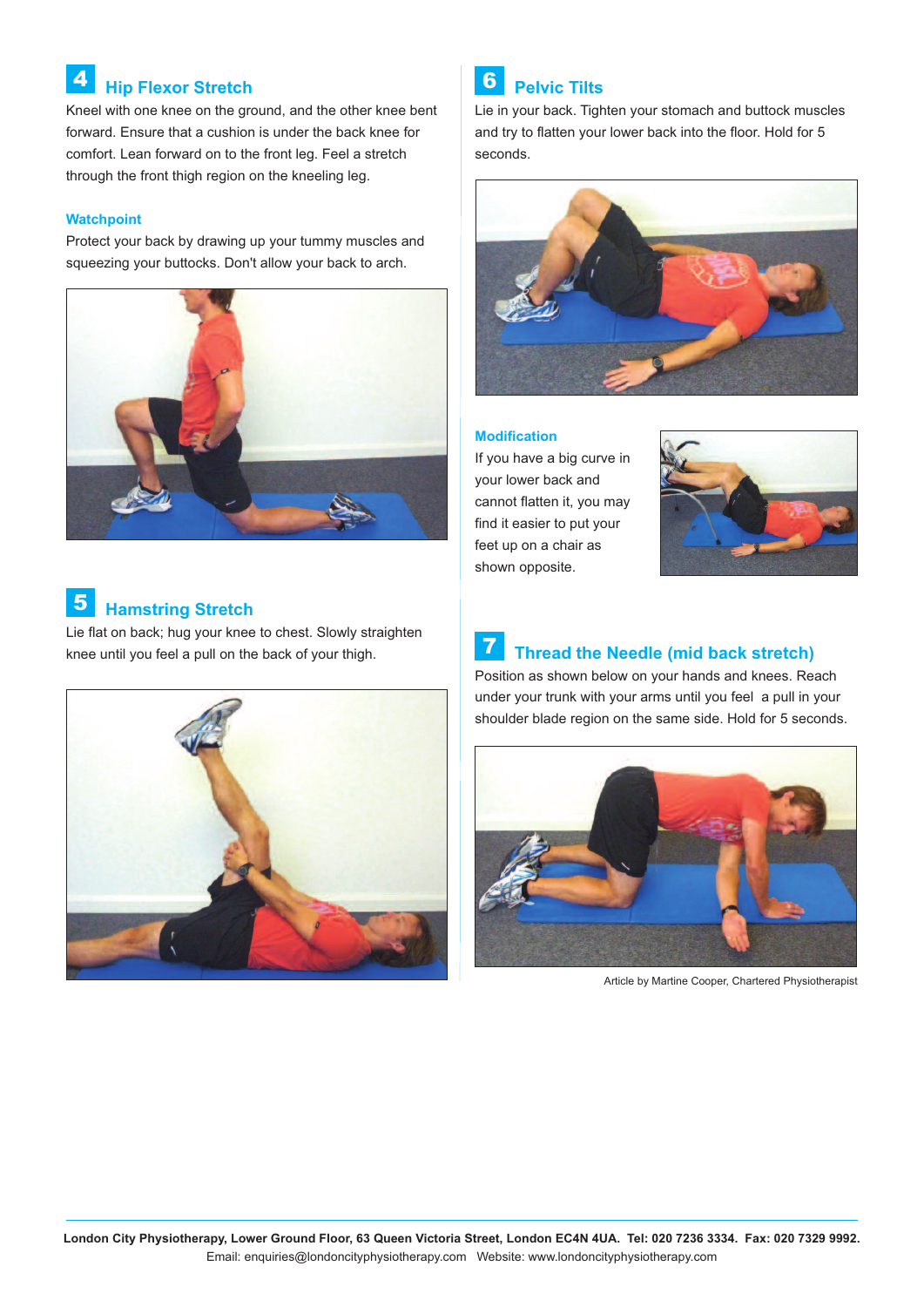## 4 Hip Flexor Stretch

Kneel with one knee on the ground, and the other knee bent forward. Ensure that a cushion is under the back knee for comfort. Lean forward on to the front leg. Feel a stretch through the front thigh region on the kneeling leg.

### Watchpoint

Protect your back by drawing up your tummy muscles and squeezing your buttocks. Don't allow your back to arch.

## 5 Hamstring Stretch

Lie flat on back; hug your knee to chest. Slowly straighten knee until you feel a pull on the back of your thigh.

## 6 Pelvic Tilts

Lie in your back. Tighten your stomach and buttock muscles and try to flatten your lower back into the floor. Hold for 5 seconds.

### Modification

If you have a big curve in your lower back and cannot flatten it, you may find it easier to put your feet up on a chair as shown opposite.

## 7 Thread the Needle (mid back stretch)

Position as shown below on your hands and knees. Reach under your trunk with your arms until you feel a pull in your shoulder blade region on the same side. Hold for 5 seconds.

Article by Martine Cooper, Chartered Physiotherapist

**London City Physiotherapy, Lower Ground Floor, 63 Queen Victoria Street, London EC4N 4UA. Tel: 020 7236 3334. Fax: 020 7329 9992.**
Email: enquiries@londoncityphysiotherapy.com Website: www.londoncityphysiotherapy.com